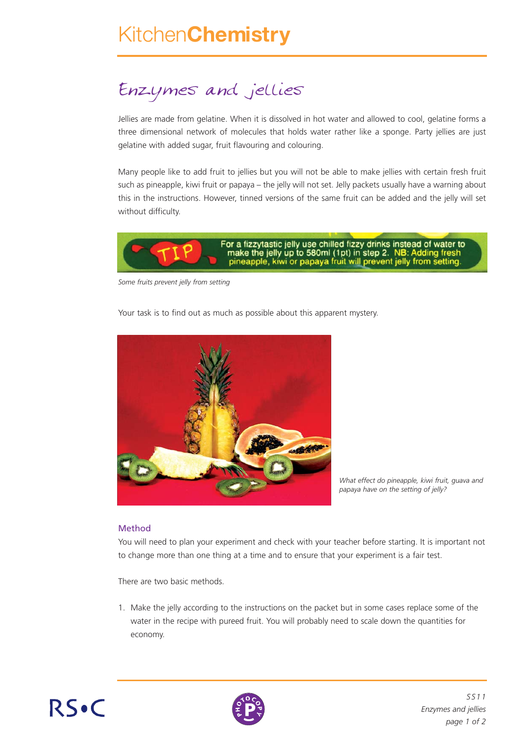# Enzymes and jellies

Jellies are made from gelatine. When it is dissolved in hot water and allowed to cool, gelatine forms a three dimensional network of molecules that holds water rather like a sponge. Party jellies are just gelatine with added sugar, fruit flavouring and colouring.

Many people like to add fruit to jellies but you will not be able to make jellies with certain fresh fruit such as pineapple, kiwi fruit or papaya – the jelly will not set. Jelly packets usually have a warning about this in the instructions. However, tinned versions of the same fruit can be added and the jelly will set without difficulty.

TIP For a fizzytastic jelly use chilled fizzy drinks instead of water to make the jelly up to 580ml (1pt) in step 2. NB: Adding fresh pineapple, kiwi or papaya fruit will prevent jelly from setting.

*Some fruits prevent jelly from setting*

Your task is to find out as much as possible about this apparent mystery.

*What effect do pineapple, kiwi fruit, guava and papaya have on the setting of jelly?*

## Method

You will need to plan your experiment and check with your teacher before starting. It is important not to change more than one thing at a time and to ensure that your experiment is a fair test.

There are two basic methods.

1. Make the jelly according to the instructions on the packet but in some cases replace some of the water in the recipe with pureed fruit. You will probably need to scale down the quantities for economy.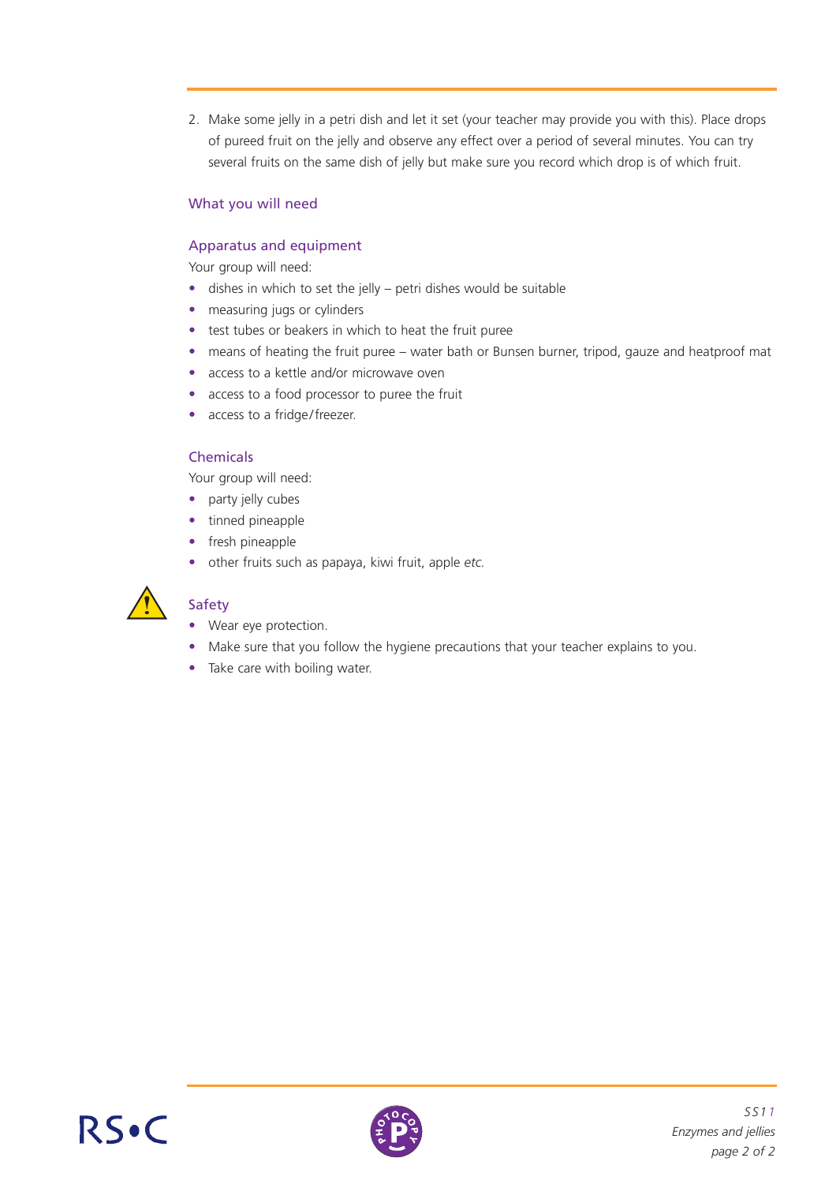2. Make some jelly in a petri dish and let it set (your teacher may provide you with this). Place drops of pureed fruit on the jelly and observe any effect over a period of several minutes. You can try several fruits on the same dish of jelly but make sure you record which drop is of which fruit.

## What you will need

### Apparatus and equipment

Your group will need:

- dishes in which to set the jelly – petri dishes would be suitable
- measuring jugs or cylinders
- test tubes or beakers in which to heat the fruit puree
- means of heating the fruit puree – water bath or Bunsen burner, tripod, gauze and heatproof mat
- access to a kettle and/or microwave oven
- access to a food processor to puree the fruit
- access to a fridge/freezer.

### Chemicals

Your group will need:

- party jelly cubes
- tinned pineapple
- fresh pineapple
- other fruits such as papaya, kiwi fruit, apple *etc.*

### Safety

- Wear eye protection.
- Make sure that you follow the hygiene precautions that your teacher explains to you.
- Take care with boiling water.